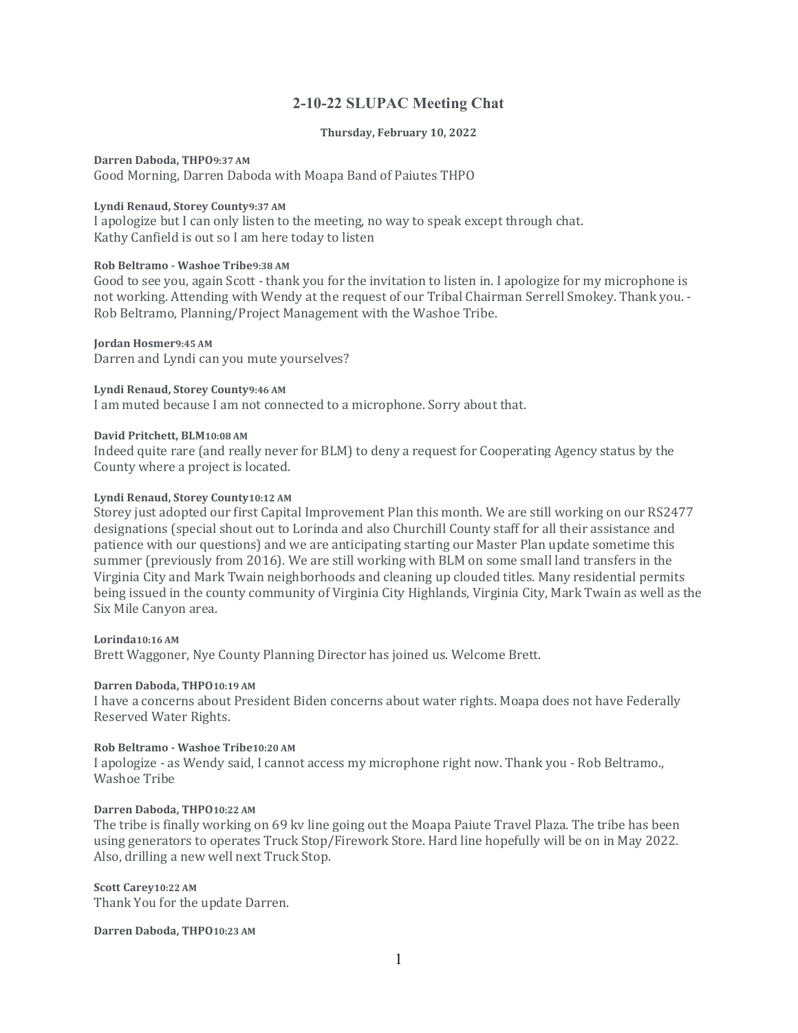# 2-10-22 SLUPAC Meeting Chat

**Thursday, February 10, 2022**

**Darren Daboda, THPO9:37 AM**
Good Morning, Darren Daboda with Moapa Band of Paiutes THPO

**Lyndi Renaud, Storey County9:37 AM**
I apologize but I can only listen to the meeting, no way to speak except through chat.
Kathy Canfield is out so I am here today to listen

**Rob Beltramo - Washoe Tribe9:38 AM**
Good to see you, again Scott - thank you for the invitation to listen in. I apologize for my microphone is not working. Attending with Wendy at the request of our Tribal Chairman Serrell Smokey. Thank you. - Rob Beltramo, Planning/Project Management with the Washoe Tribe.

**Jordan Hosmer9:45 AM**
Darren and Lyndi can you mute yourselves?

**Lyndi Renaud, Storey County9:46 AM**
I am muted because I am not connected to a microphone. Sorry about that.

**David Pritchett, BLM10:08 AM**
Indeed quite rare (and really never for BLM) to deny a request for Cooperating Agency status by the County where a project is located.

**Lyndi Renaud, Storey County10:12 AM**
Storey just adopted our first Capital Improvement Plan this month. We are still working on our RS2477 designations (special shout out to Lorinda and also Churchill County staff for all their assistance and patience with our questions) and we are anticipating starting our Master Plan update sometime this summer (previously from 2016). We are still working with BLM on some small land transfers in the Virginia City and Mark Twain neighborhoods and cleaning up clouded titles. Many residential permits being issued in the county community of Virginia City Highlands, Virginia City, Mark Twain as well as the Six Mile Canyon area.

**Lorinda10:16 AM**
Brett Waggoner, Nye County Planning Director has joined us. Welcome Brett.

**Darren Daboda, THPO10:19 AM**
I have a concerns about President Biden concerns about water rights. Moapa does not have Federally Reserved Water Rights.

**Rob Beltramo - Washoe Tribe10:20 AM**
I apologize - as Wendy said, I cannot access my microphone right now. Thank you - Rob Beltramo., Washoe Tribe

**Darren Daboda, THPO10:22 AM**
The tribe is finally working on 69 kv line going out the Moapa Paiute Travel Plaza. The tribe has been using generators to operates Truck Stop/Firework Store. Hard line hopefully will be on in May 2022. Also, drilling a new well next Truck Stop.

**Scott Carey10:22 AM**
Thank You for the update Darren.

**Darren Daboda, THPO10:23 AM**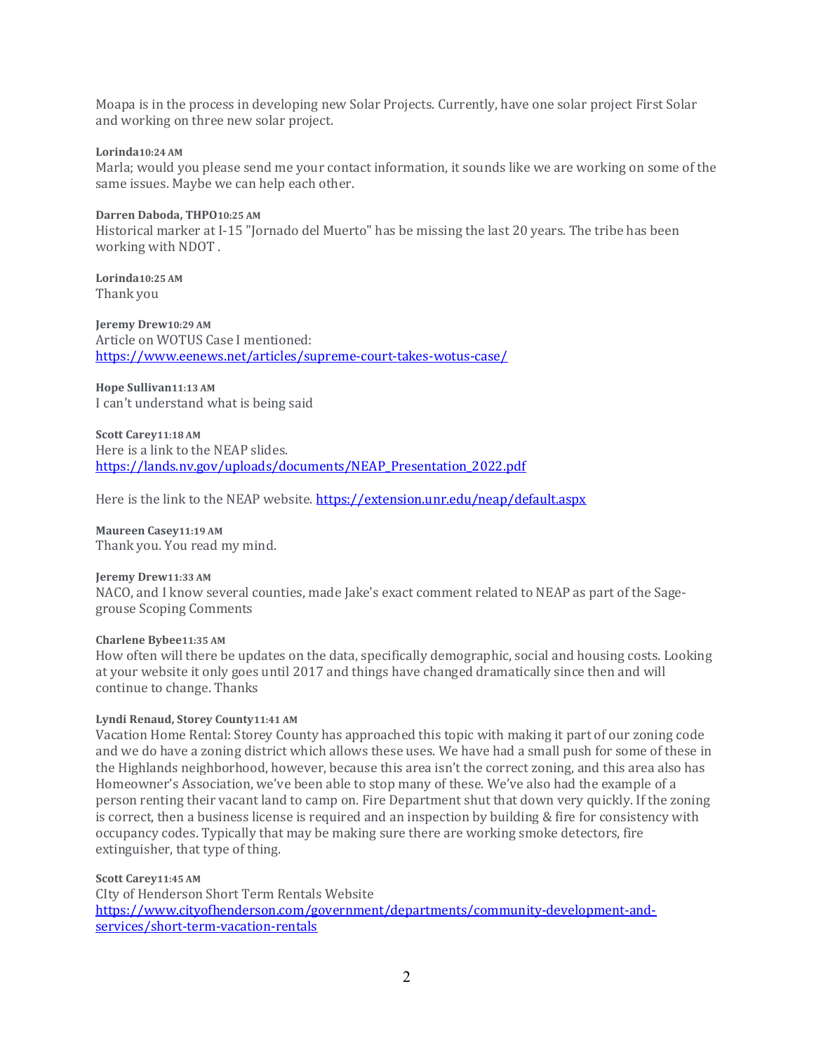Moapa is in the process in developing new Solar Projects. Currently, have one solar project First Solar and working on three new solar project.

**Lorinda10:24 AM**
Marla; would you please send me your contact information, it sounds like we are working on some of the same issues. Maybe we can help each other.

**Darren Daboda, THPO10:25 AM**
Historical marker at I-15 "Jornado del Muerto" has be missing the last 20 years. The tribe has been working with NDOT .

**Lorinda10:25 AM**
Thank you

**Jeremy Drew10:29 AM**
Article on WOTUS Case I mentioned:
https://www.eenews.net/articles/supreme-court-takes-wotus-case/

**Hope Sullivan11:13 AM**
I can't understand what is being said

**Scott Carey11:18 AM**
Here is a link to the NEAP slides.
https://lands.nv.gov/uploads/documents/NEAP_Presentation_2022.pdf

Here is the link to the NEAP website. https://extension.unr.edu/neap/default.aspx

**Maureen Casey11:19 AM**
Thank you. You read my mind.

**Jeremy Drew11:33 AM**
NACO, and I know several counties, made Jake's exact comment related to NEAP as part of the Sage-grouse Scoping Comments

**Charlene Bybee11:35 AM**
How often will there be updates on the data, specifically demographic, social and housing costs. Looking at your website it only goes until 2017 and things have changed dramatically since then and will continue to change. Thanks

**Lyndi Renaud, Storey County11:41 AM**
Vacation Home Rental: Storey County has approached this topic with making it part of our zoning code and we do have a zoning district which allows these uses. We have had a small push for some of these in the Highlands neighborhood, however, because this area isn't the correct zoning, and this area also has Homeowner's Association, we've been able to stop many of these. We've also had the example of a person renting their vacant land to camp on. Fire Department shut that down very quickly. If the zoning is correct, then a business license is required and an inspection by building & fire for consistency with occupancy codes. Typically that may be making sure there are working smoke detectors, fire extinguisher, that type of thing.

**Scott Carey11:45 AM**
CIty of Henderson Short Term Rentals Website
https://www.cityofhenderson.com/government/departments/community-development-and-services/short-term-vacation-rentals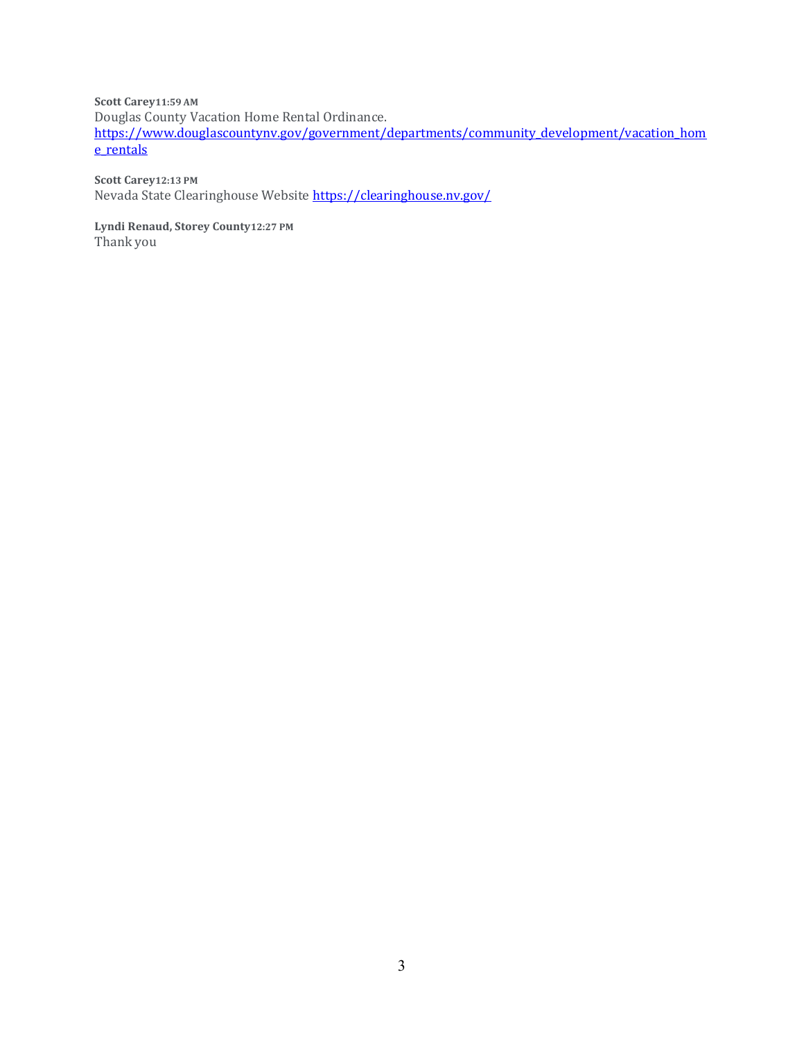**Scott Carey11:59 AM**
Douglas County Vacation Home Rental Ordinance.
https://www.douglascountynv.gov/government/departments/community_development/vacation_home_rentals

**Scott Carey12:13 PM**
Nevada State Clearinghouse Website https://clearinghouse.nv.gov/

**Lyndi Renaud, Storey County12:27 PM**
Thank you